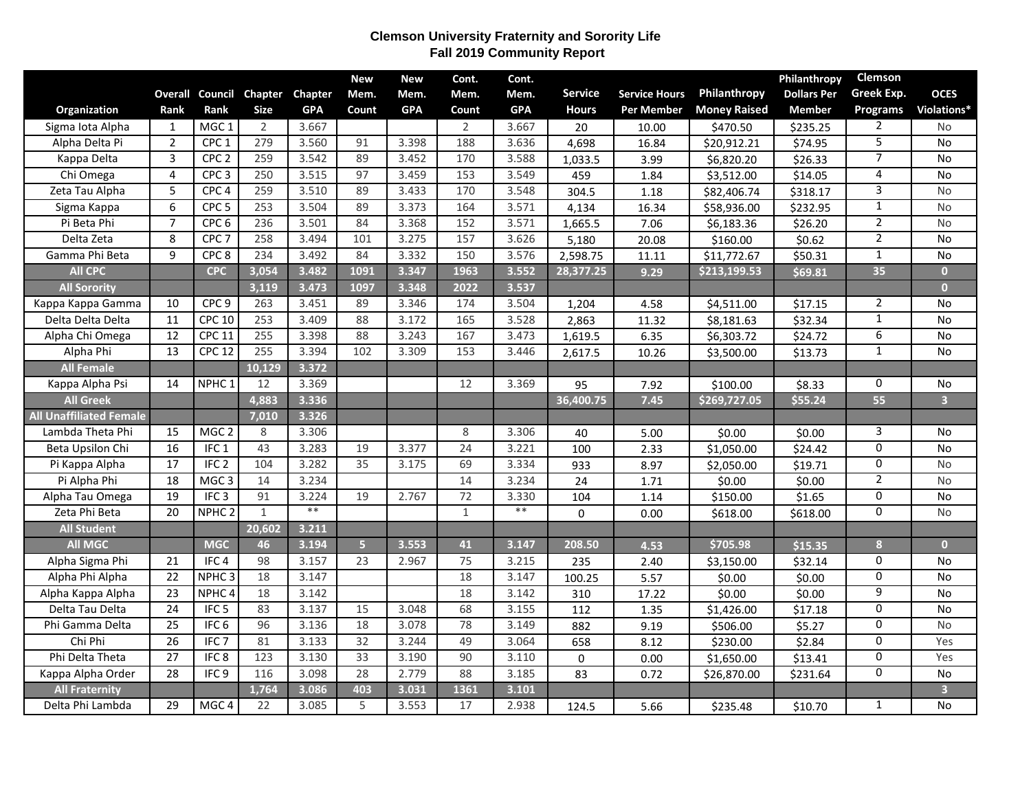# Clemson University Fraternity and Sorority Life
## Fall 2019 Community Report

| Organization | Overall Rank | Council Rank | Chapter Size | Chapter GPA | New Mem. Count | New Mem. GPA | Cont. Mem. Count | Cont. Mem. GPA | Service Hours | Service Hours Per Member | Philanthropy Money Raised | Philanthropy Dollars Per Member | Clemson Greek Exp. Programs | OCES Violations* |
|---|---|---|---|---|---|---|---|---|---|---|---|---|---|---|
| Sigma Iota Alpha | 1 | MGC 1 | 2 | 3.667 | | | 2 | 3.667 | 20 | 10.00 | $470.50 | $235.25 | 2 | No |
| Alpha Delta Pi | 2 | CPC 1 | 279 | 3.560 | 91 | 3.398 | 188 | 3.636 | 4,698 | 16.84 | $20,912.21 | $74.95 | 5 | No |
| Kappa Delta | 3 | CPC 2 | 259 | 3.542 | 89 | 3.452 | 170 | 3.588 | 1,033.5 | 3.99 | $6,820.20 | $26.33 | 7 | No |
| Chi Omega | 4 | CPC 3 | 250 | 3.515 | 97 | 3.459 | 153 | 3.549 | 459 | 1.84 | $3,512.00 | $14.05 | 4 | No |
| Zeta Tau Alpha | 5 | CPC 4 | 259 | 3.510 | 89 | 3.433 | 170 | 3.548 | 304.5 | 1.18 | $82,406.74 | $318.17 | 3 | No |
| Sigma Kappa | 6 | CPC 5 | 253 | 3.504 | 89 | 3.373 | 164 | 3.571 | 4,134 | 16.34 | $58,936.00 | $232.95 | 1 | No |
| Pi Beta Phi | 7 | CPC 6 | 236 | 3.501 | 84 | 3.368 | 152 | 3.571 | 1,665.5 | 7.06 | $6,183.36 | $26.20 | 2 | No |
| Delta Zeta | 8 | CPC 7 | 258 | 3.494 | 101 | 3.275 | 157 | 3.626 | 5,180 | 20.08 | $160.00 | $0.62 | 2 | No |
| Gamma Phi Beta | 9 | CPC 8 | 234 | 3.492 | 84 | 3.332 | 150 | 3.576 | 2,598.75 | 11.11 | $11,772.67 | $50.31 | 1 | No |
| **All CPC** | | **CPC** | **3,054** | **3.482** | **1091** | **3.347** | **1963** | **3.552** | **28,377.25** | **9.29** | **$213,199.53** | **$69.81** | **35** | **0** |
| **All Sorority** | | | **3,119** | **3.473** | **1097** | **3.348** | **2022** | **3.537** | | | | | | **0** |
| Kappa Kappa Gamma | 10 | CPC 9 | 263 | 3.451 | 89 | 3.346 | 174 | 3.504 | 1,204 | 4.58 | $4,511.00 | $17.15 | 2 | No |
| Delta Delta Delta | 11 | CPC 10 | 253 | 3.409 | 88 | 3.172 | 165 | 3.528 | 2,863 | 11.32 | $8,181.63 | $32.34 | 1 | No |
| Alpha Chi Omega | 12 | CPC 11 | 255 | 3.398 | 88 | 3.243 | 167 | 3.473 | 1,619.5 | 6.35 | $6,303.72 | $24.72 | 6 | No |
| Alpha Phi | 13 | CPC 12 | 255 | 3.394 | 102 | 3.309 | 153 | 3.446 | 2,617.5 | 10.26 | $3,500.00 | $13.73 | 1 | No |
| **All Female** | | | **10,129** | **3.372** | | | | | | | | | | |
| Kappa Alpha Psi | 14 | NPHC 1 | 12 | 3.369 | | | 12 | 3.369 | 95 | 7.92 | $100.00 | $8.33 | 0 | No |
| **All Greek** | | | **4,883** | **3.336** | | | | | **36,400.75** | **7.45** | **$269,727.05** | **$55.24** | **55** | **3** |
| **All Unaffiliated Female** | | | **7,010** | **3.326** | | | | | | | | | | |
| Lambda Theta Phi | 15 | MGC 2 | 8 | 3.306 | | | 8 | 3.306 | 40 | 5.00 | $0.00 | $0.00 | 3 | No |
| Beta Upsilon Chi | 16 | IFC 1 | 43 | 3.283 | 19 | 3.377 | 24 | 3.221 | 100 | 2.33 | $1,050.00 | $24.42 | 0 | No |
| Pi Kappa Alpha | 17 | IFC 2 | 104 | 3.282 | 35 | 3.175 | 69 | 3.334 | 933 | 8.97 | $2,050.00 | $19.71 | 0 | No |
| Pi Alpha Phi | 18 | MGC 3 | 14 | 3.234 | | | 14 | 3.234 | 24 | 1.71 | $0.00 | $0.00 | 2 | No |
| Alpha Tau Omega | 19 | IFC 3 | 91 | 3.224 | 19 | 2.767 | 72 | 3.330 | 104 | 1.14 | $150.00 | $1.65 | 0 | No |
| Zeta Phi Beta | 20 | NPHC 2 | 1 | ** | | | 1 | ** | 0 | 0.00 | $618.00 | $618.00 | 0 | No |
| **All Student** | | | **20,602** | **3.211** | | | | | | | | | | |
| **All MGC** | | **MGC** | **46** | **3.194** | **5** | **3.553** | **41** | **3.147** | **208.50** | **4.53** | **$705.98** | **$15.35** | **8** | **0** |
| Alpha Sigma Phi | 21 | IFC 4 | 98 | 3.157 | 23 | 2.967 | 75 | 3.215 | 235 | 2.40 | $3,150.00 | $32.14 | 0 | No |
| Alpha Phi Alpha | 22 | NPHC 3 | 18 | 3.147 | | | 18 | 3.147 | 100.25 | 5.57 | $0.00 | $0.00 | 0 | No |
| Alpha Kappa Alpha | 23 | NPHC 4 | 18 | 3.142 | | | 18 | 3.142 | 310 | 17.22 | $0.00 | $0.00 | 9 | No |
| Delta Tau Delta | 24 | IFC 5 | 83 | 3.137 | 15 | 3.048 | 68 | 3.155 | 112 | 1.35 | $1,426.00 | $17.18 | 0 | No |
| Phi Gamma Delta | 25 | IFC 6 | 96 | 3.136 | 18 | 3.078 | 78 | 3.149 | 882 | 9.19 | $506.00 | $5.27 | 0 | No |
| Chi Phi | 26 | IFC 7 | 81 | 3.133 | 32 | 3.244 | 49 | 3.064 | 658 | 8.12 | $230.00 | $2.84 | 0 | Yes |
| Phi Delta Theta | 27 | IFC 8 | 123 | 3.130 | 33 | 3.190 | 90 | 3.110 | 0 | 0.00 | $1,650.00 | $13.41 | 0 | Yes |
| Kappa Alpha Order | 28 | IFC 9 | 116 | 3.098 | 28 | 2.779 | 88 | 3.185 | 83 | 0.72 | $26,870.00 | $231.64 | 0 | No |
| **All Fraternity** | | | **1,764** | **3.086** | **403** | **3.031** | **1361** | **3.101** | | | | | | **3** |
| Delta Phi Lambda | 29 | MGC 4 | 22 | 3.085 | 5 | 3.553 | 17 | 2.938 | 124.5 | 5.66 | $235.48 | $10.70 | 1 | No |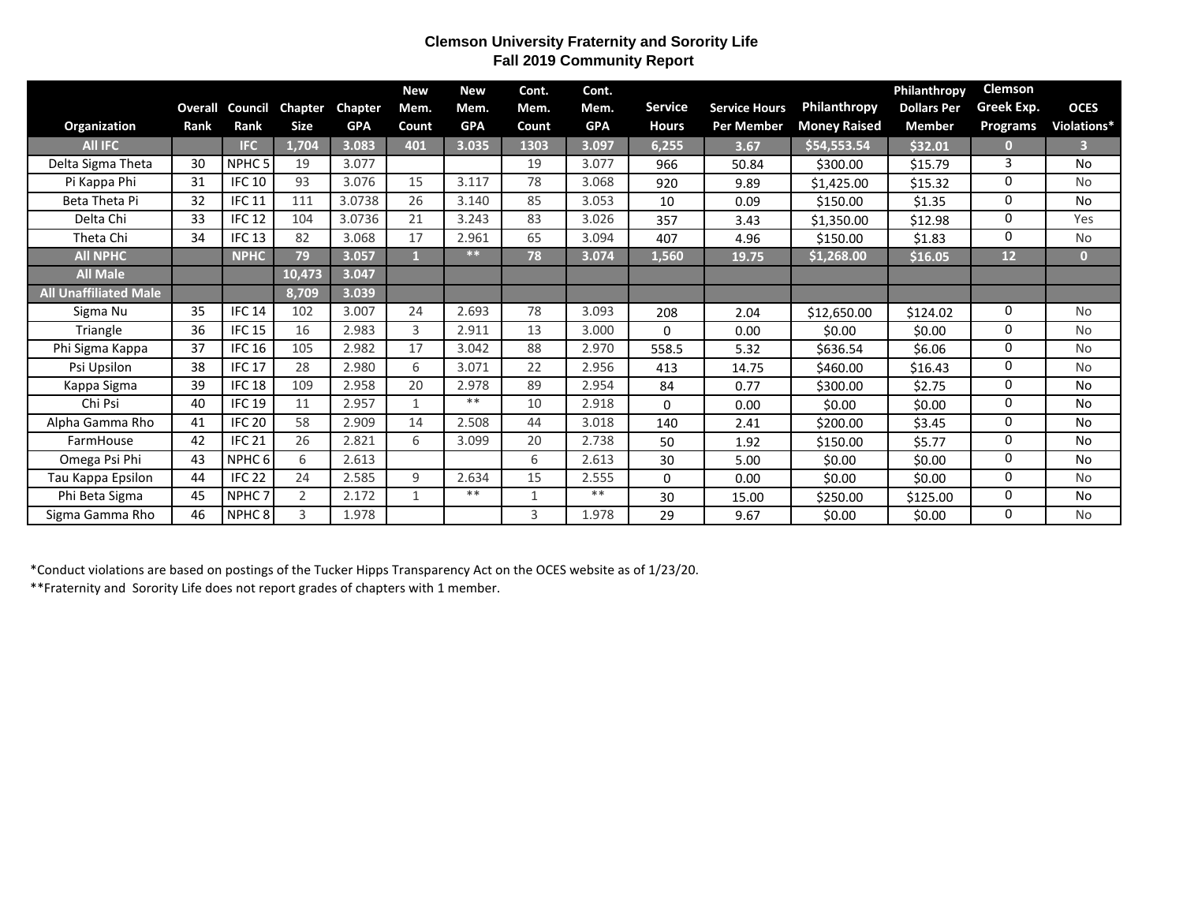**Clemson University Fraternity and Sorority Life**
**Fall 2019 Community Report**

| Organization | Overall Rank | Council Rank | Chapter Size | Chapter GPA | New Mem. Count | New Mem. GPA | Cont. Mem. Count | Cont. Mem. GPA | Service Hours | Service Hours Per Member | Philanthropy Money Raised | Philanthropy Dollars Per Member | Clemson Greek Exp. Programs | OCES Violations* |
|---|---|---|---|---|---|---|---|---|---|---|---|---|---|---|
| **All IFC** | | **IFC** | **1,704** | **3.083** | **401** | **3.035** | **1303** | **3.097** | **6,255** | **3.67** | **$54,553.54** | **$32.01** | **0** | **3** |
| Delta Sigma Theta | 30 | NPHC 5 | 19 | 3.077 | | | 19 | 3.077 | 966 | 50.84 | $300.00 | $15.79 | 3 | No |
| Pi Kappa Phi | 31 | IFC 10 | 93 | 3.076 | 15 | 3.117 | 78 | 3.068 | 920 | 9.89 | $1,425.00 | $15.32 | 0 | No |
| Beta Theta Pi | 32 | IFC 11 | 111 | 3.0738 | 26 | 3.140 | 85 | 3.053 | 10 | 0.09 | $150.00 | $1.35 | 0 | No |
| Delta Chi | 33 | IFC 12 | 104 | 3.0736 | 21 | 3.243 | 83 | 3.026 | 357 | 3.43 | $1,350.00 | $12.98 | 0 | Yes |
| Theta Chi | 34 | IFC 13 | 82 | 3.068 | 17 | 2.961 | 65 | 3.094 | 407 | 4.96 | $150.00 | $1.83 | 0 | No |
| **All NPHC** | | **NPHC** | **79** | **3.057** | **1** | ** | **78** | **3.074** | **1,560** | **19.75** | **$1,268.00** | **$16.05** | **12** | **0** |
| **All Male** | | | **10,473** | **3.047** | | | | | | | | | | |
| **All Unaffiliated Male** | | | **8,709** | **3.039** | | | | | | | | | | |
| Sigma Nu | 35 | IFC 14 | 102 | 3.007 | 24 | 2.693 | 78 | 3.093 | 208 | 2.04 | $12,650.00 | $124.02 | 0 | No |
| Triangle | 36 | IFC 15 | 16 | 2.983 | 3 | 2.911 | 13 | 3.000 | 0 | 0.00 | $0.00 | $0.00 | 0 | No |
| Phi Sigma Kappa | 37 | IFC 16 | 105 | 2.982 | 17 | 3.042 | 88 | 2.970 | 558.5 | 5.32 | $636.54 | $6.06 | 0 | No |
| Psi Upsilon | 38 | IFC 17 | 28 | 2.980 | 6 | 3.071 | 22 | 2.956 | 413 | 14.75 | $460.00 | $16.43 | 0 | No |
| Kappa Sigma | 39 | IFC 18 | 109 | 2.958 | 20 | 2.978 | 89 | 2.954 | 84 | 0.77 | $300.00 | $2.75 | 0 | No |
| Chi Psi | 40 | IFC 19 | 11 | 2.957 | 1 | ** | 10 | 2.918 | 0 | 0.00 | $0.00 | $0.00 | 0 | No |
| Alpha Gamma Rho | 41 | IFC 20 | 58 | 2.909 | 14 | 2.508 | 44 | 3.018 | 140 | 2.41 | $200.00 | $3.45 | 0 | No |
| FarmHouse | 42 | IFC 21 | 26 | 2.821 | 6 | 3.099 | 20 | 2.738 | 50 | 1.92 | $150.00 | $5.77 | 0 | No |
| Omega Psi Phi | 43 | NPHC 6 | 6 | 2.613 | | | 6 | 2.613 | 30 | 5.00 | $0.00 | $0.00 | 0 | No |
| Tau Kappa Epsilon | 44 | IFC 22 | 24 | 2.585 | 9 | 2.634 | 15 | 2.555 | 0 | 0.00 | $0.00 | $0.00 | 0 | No |
| Phi Beta Sigma | 45 | NPHC 7 | 2 | 2.172 | 1 | ** | 1 | ** | 30 | 15.00 | $250.00 | $125.00 | 0 | No |
| Sigma Gamma Rho | 46 | NPHC 8 | 3 | 1.978 | | | 3 | 1.978 | 29 | 9.67 | $0.00 | $0.00 | 0 | No |

*Conduct violations are based on postings of the Tucker Hipps Transparency Act on the OCES website as of 1/23/20.

**Fraternity and Sorority Life does not report grades of chapters with 1 member.